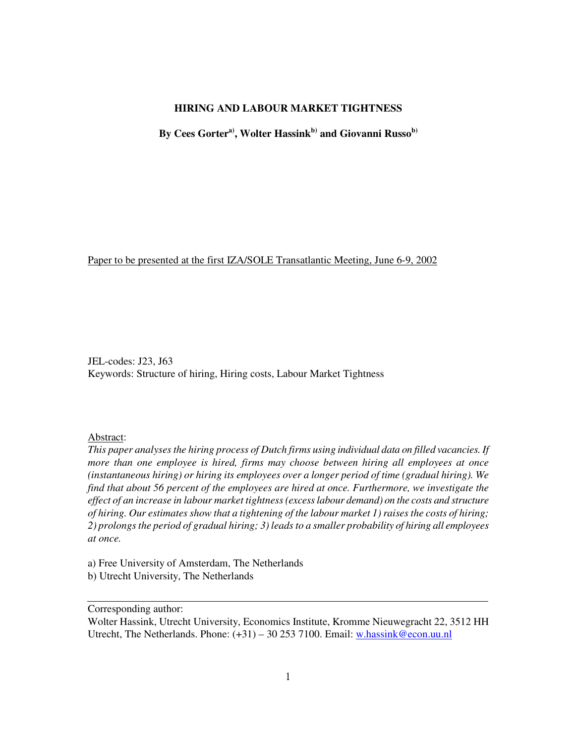# HIRING AND LABOUR MARKET TIGHTNESS

**By Cees Gorter[a], Wolter Hassink[b] and Giovanni Russo[b]**

Paper to be presented at the first IZA/SOLE Transatlantic Meeting, June 6-9, 2002

JEL-codes: J23, J63

Keywords: Structure of hiring, Hiring costs, Labour Market Tightness

Abstract:

*This paper analyses the hiring process of Dutch firms using individual data on filled vacancies. If more than one employee is hired, firms may choose between hiring all employees at once (instantaneous hiring) or hiring its employees over a longer period of time (gradual hiring). We find that about 56 percent of the employees are hired at once. Furthermore, we investigate the effect of an increase in labour market tightness (excess labour demand) on the costs and structure of hiring. Our estimates show that a tightening of the labour market 1) raises the costs of hiring; 2) prolongs the period of gradual hiring; 3) leads to a smaller probability of hiring all employees at once.*

a) Free University of Amsterdam, The Netherlands

b) Utrecht University, The Netherlands

---

Corresponding author:

Wolter Hassink, Utrecht University, Economics Institute, Kromme Nieuwegracht 22, 3512 HH Utrecht, The Netherlands. Phone: (+31) – 30 253 7100. Email: w.hassink@econ.uu.nl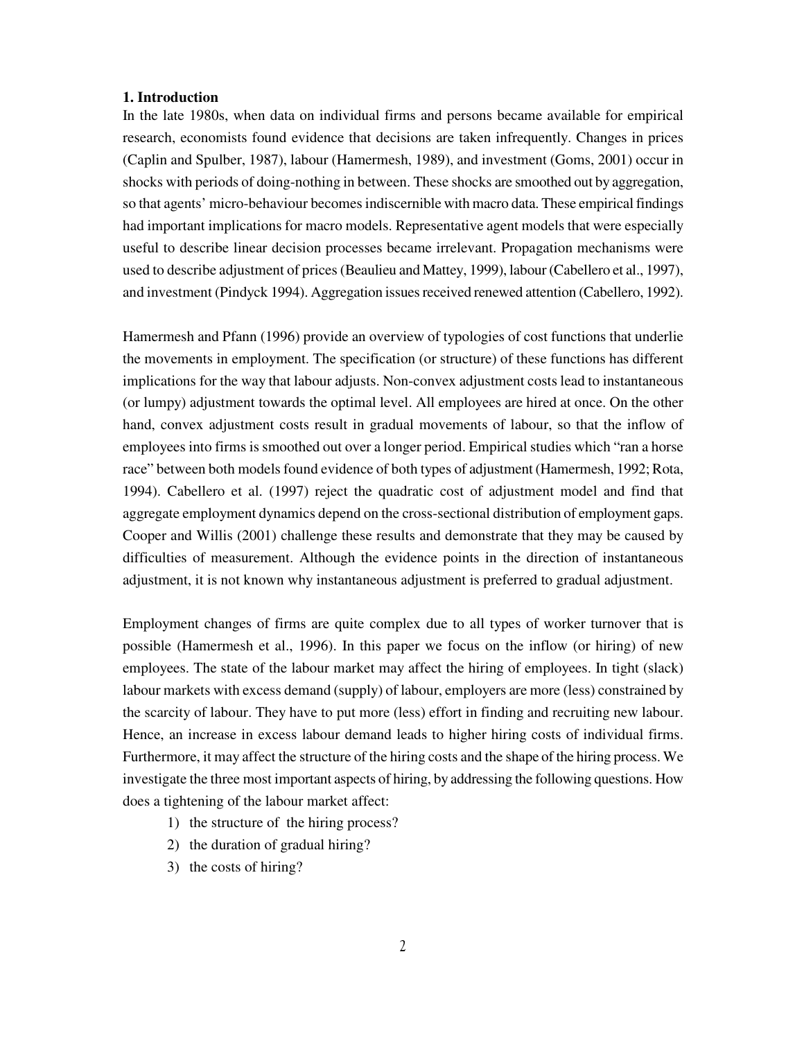## 1. Introduction

In the late 1980s, when data on individual firms and persons became available for empirical research, economists found evidence that decisions are taken infrequently. Changes in prices (Caplin and Spulber, 1987), labour (Hamermesh, 1989), and investment (Goms, 2001) occur in shocks with periods of doing-nothing in between. These shocks are smoothed out by aggregation, so that agents' micro-behaviour becomes indiscernible with macro data. These empirical findings had important implications for macro models. Representative agent models that were especially useful to describe linear decision processes became irrelevant. Propagation mechanisms were used to describe adjustment of prices (Beaulieu and Mattey, 1999), labour (Cabellero et al., 1997), and investment (Pindyck 1994). Aggregation issues received renewed attention (Cabellero, 1992).

Hamermesh and Pfann (1996) provide an overview of typologies of cost functions that underlie the movements in employment. The specification (or structure) of these functions has different implications for the way that labour adjusts. Non-convex adjustment costs lead to instantaneous (or lumpy) adjustment towards the optimal level. All employees are hired at once. On the other hand, convex adjustment costs result in gradual movements of labour, so that the inflow of employees into firms is smoothed out over a longer period. Empirical studies which "ran a horse race" between both models found evidence of both types of adjustment (Hamermesh, 1992; Rota, 1994). Cabellero et al. (1997) reject the quadratic cost of adjustment model and find that aggregate employment dynamics depend on the cross-sectional distribution of employment gaps. Cooper and Willis (2001) challenge these results and demonstrate that they may be caused by difficulties of measurement. Although the evidence points in the direction of instantaneous adjustment, it is not known why instantaneous adjustment is preferred to gradual adjustment.

Employment changes of firms are quite complex due to all types of worker turnover that is possible (Hamermesh et al., 1996). In this paper we focus on the inflow (or hiring) of new employees. The state of the labour market may affect the hiring of employees. In tight (slack) labour markets with excess demand (supply) of labour, employers are more (less) constrained by the scarcity of labour. They have to put more (less) effort in finding and recruiting new labour. Hence, an increase in excess labour demand leads to higher hiring costs of individual firms. Furthermore, it may affect the structure of the hiring costs and the shape of the hiring process. We investigate the three most important aspects of hiring, by addressing the following questions. How does a tightening of the labour market affect:

1) the structure of the hiring process?
2) the duration of gradual hiring?
3) the costs of hiring?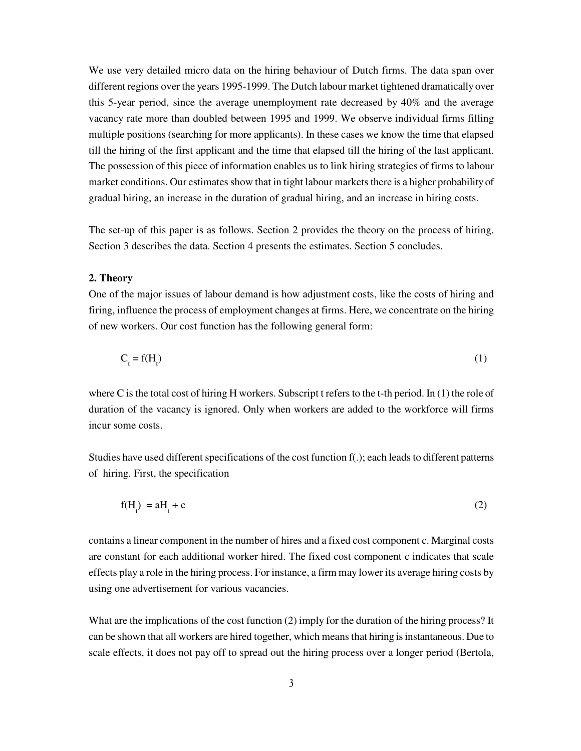We use very detailed micro data on the hiring behaviour of Dutch firms. The data span over different regions over the years 1995-1999. The Dutch labour market tightened dramatically over this 5-year period, since the average unemployment rate decreased by 40% and the average vacancy rate more than doubled between 1995 and 1999. We observe individual firms filling multiple positions (searching for more applicants). In these cases we know the time that elapsed till the hiring of the first applicant and the time that elapsed till the hiring of the last applicant. The possession of this piece of information enables us to link hiring strategies of firms to labour market conditions. Our estimates show that in tight labour markets there is a higher probability of gradual hiring, an increase in the duration of gradual hiring, and an increase in hiring costs.

The set-up of this paper is as follows. Section 2 provides the theory on the process of hiring. Section 3 describes the data. Section 4 presents the estimates. Section 5 concludes.

## 2. Theory

One of the major issues of labour demand is how adjustment costs, like the costs of hiring and firing, influence the process of employment changes at firms. Here, we concentrate on the hiring of new workers. Our cost function has the following general form:

$$C_t = f(H_t) \tag{1}$$

where C is the total cost of hiring H workers. Subscript t refers to the t-th period. In (1) the role of duration of the vacancy is ignored. Only when workers are added to the workforce will firms incur some costs.

Studies have used different specifications of the cost function f(.); each leads to different patterns of hiring. First, the specification

$$f(H_t) = aH_t + c \tag{2}$$

contains a linear component in the number of hires and a fixed cost component c. Marginal costs are constant for each additional worker hired. The fixed cost component c indicates that scale effects play a role in the hiring process. For instance, a firm may lower its average hiring costs by using one advertisement for various vacancies.

What are the implications of the cost function (2) imply for the duration of the hiring process? It can be shown that all workers are hired together, which means that hiring is instantaneous. Due to scale effects, it does not pay off to spread out the hiring process over a longer period (Bertola,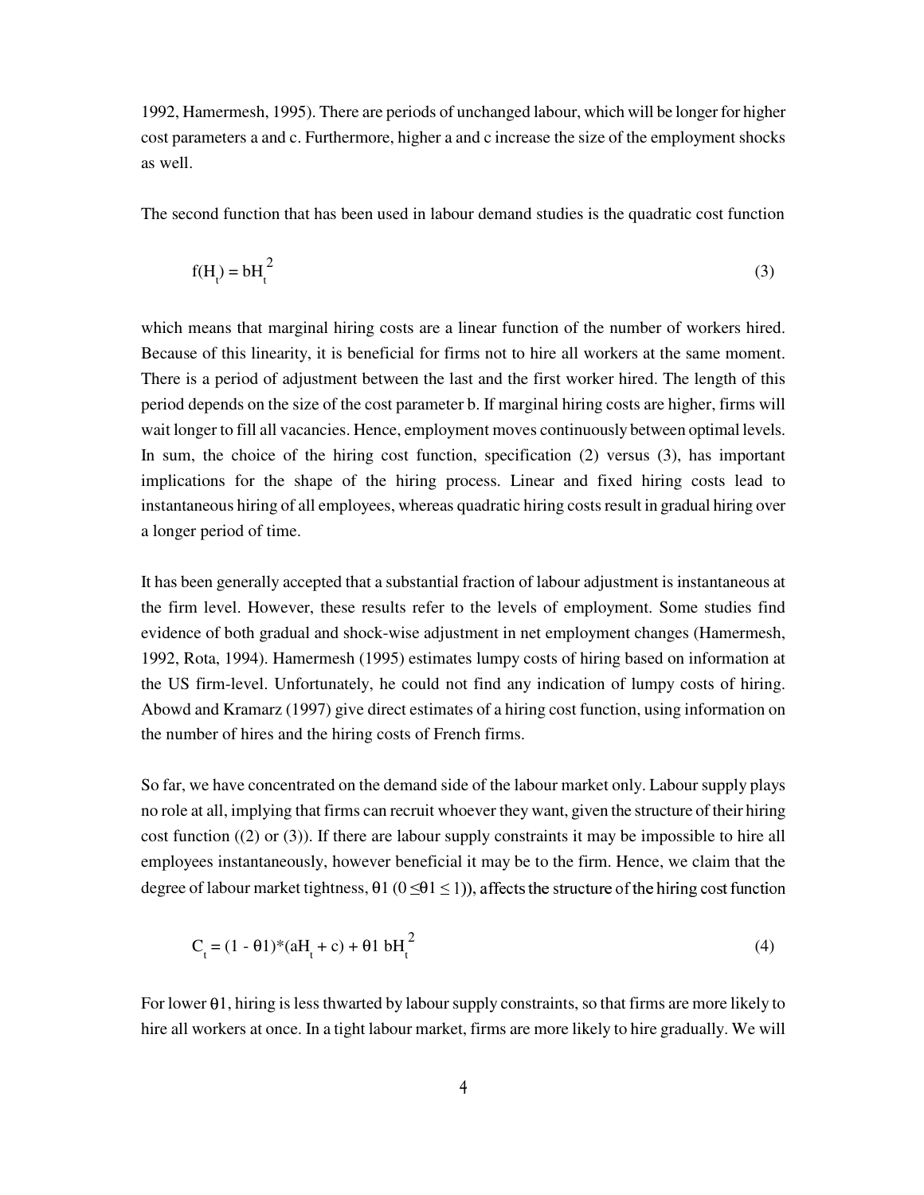1992, Hamermesh, 1995). There are periods of unchanged labour, which will be longer for higher cost parameters a and c. Furthermore, higher a and c increase the size of the employment shocks as well.

The second function that has been used in labour demand studies is the quadratic cost function

$$f(H_t) = bH_t^2 \tag{3}$$

which means that marginal hiring costs are a linear function of the number of workers hired. Because of this linearity, it is beneficial for firms not to hire all workers at the same moment. There is a period of adjustment between the last and the first worker hired. The length of this period depends on the size of the cost parameter b. If marginal hiring costs are higher, firms will wait longer to fill all vacancies. Hence, employment moves continuously between optimal levels. In sum, the choice of the hiring cost function, specification (2) versus (3), has important implications for the shape of the hiring process. Linear and fixed hiring costs lead to instantaneous hiring of all employees, whereas quadratic hiring costs result in gradual hiring over a longer period of time.

It has been generally accepted that a substantial fraction of labour adjustment is instantaneous at the firm level. However, these results refer to the levels of employment. Some studies find evidence of both gradual and shock-wise adjustment in net employment changes (Hamermesh, 1992, Rota, 1994). Hamermesh (1995) estimates lumpy costs of hiring based on information at the US firm-level. Unfortunately, he could not find any indication of lumpy costs of hiring. Abowd and Kramarz (1997) give direct estimates of a hiring cost function, using information on the number of hires and the hiring costs of French firms.

So far, we have concentrated on the demand side of the labour market only. Labour supply plays no role at all, implying that firms can recruit whoever they want, given the structure of their hiring cost function ((2) or (3)). If there are labour supply constraints it may be impossible to hire all employees instantaneously, however beneficial it may be to the firm. Hence, we claim that the degree of labour market tightness, $\theta 1$ ($0 \leq \theta 1 \leq 1$)), affects the structure of the hiring cost function

$$C_t = (1 - \theta 1)*(aH_t + c) + \theta 1 \, bH_t^2 \tag{4}$$

For lower $\theta 1$, hiring is less thwarted by labour supply constraints, so that firms are more likely to hire all workers at once. In a tight labour market, firms are more likely to hire gradually. We will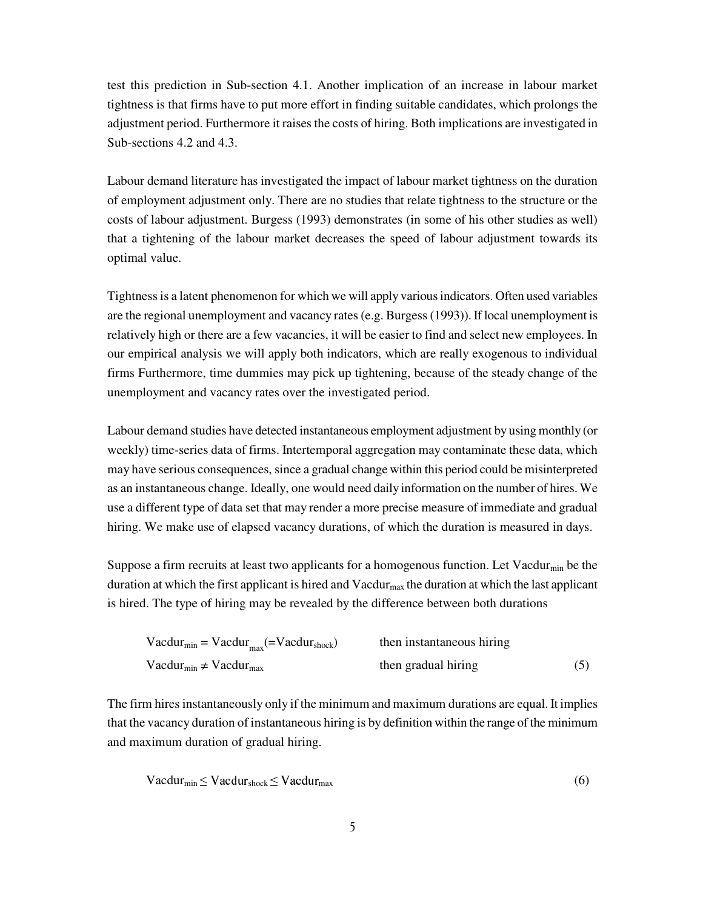test this prediction in Sub-section 4.1. Another implication of an increase in labour market tightness is that firms have to put more effort in finding suitable candidates, which prolongs the adjustment period. Furthermore it raises the costs of hiring. Both implications are investigated in Sub-sections 4.2 and 4.3.

Labour demand literature has investigated the impact of labour market tightness on the duration of employment adjustment only. There are no studies that relate tightness to the structure or the costs of labour adjustment. Burgess (1993) demonstrates (in some of his other studies as well) that a tightening of the labour market decreases the speed of labour adjustment towards its optimal value.

Tightness is a latent phenomenon for which we will apply various indicators. Often used variables are the regional unemployment and vacancy rates (e.g. Burgess (1993)). If local unemployment is relatively high or there are a few vacancies, it will be easier to find and select new employees. In our empirical analysis we will apply both indicators, which are really exogenous to individual firms Furthermore, time dummies may pick up tightening, because of the steady change of the unemployment and vacancy rates over the investigated period.

Labour demand studies have detected instantaneous employment adjustment by using monthly (or weekly) time-series data of firms. Intertemporal aggregation may contaminate these data, which may have serious consequences, since a gradual change within this period could be misinterpreted as an instantaneous change. Ideally, one would need daily information on the number of hires. We use a different type of data set that may render a more precise measure of immediate and gradual hiring. We make use of elapsed vacancy durations, of which the duration is measured in days.

Suppose a firm recruits at least two applicants for a homogenous function. Let $Vacdur_{min}$ be the duration at which the first applicant is hired and $Vacdur_{max}$ the duration at which the last applicant is hired. The type of hiring may be revealed by the difference between both durations

$$
\begin{aligned}
&Vacdur_{min} = Vacdur_{max} (= Vacdur_{shock}) && \text{then instantaneous hiring} \\
&Vacdur_{min} \neq Vacdur_{max} && \text{then gradual hiring} \qquad (5)
\end{aligned}
$$

The firm hires instantaneously only if the minimum and maximum durations are equal. It implies that the vacancy duration of instantaneous hiring is by definition within the range of the minimum and maximum duration of gradual hiring.

$$
Vacdur_{min} \leq Vacdur_{shock} \leq Vacdur_{max} \qquad (6)
$$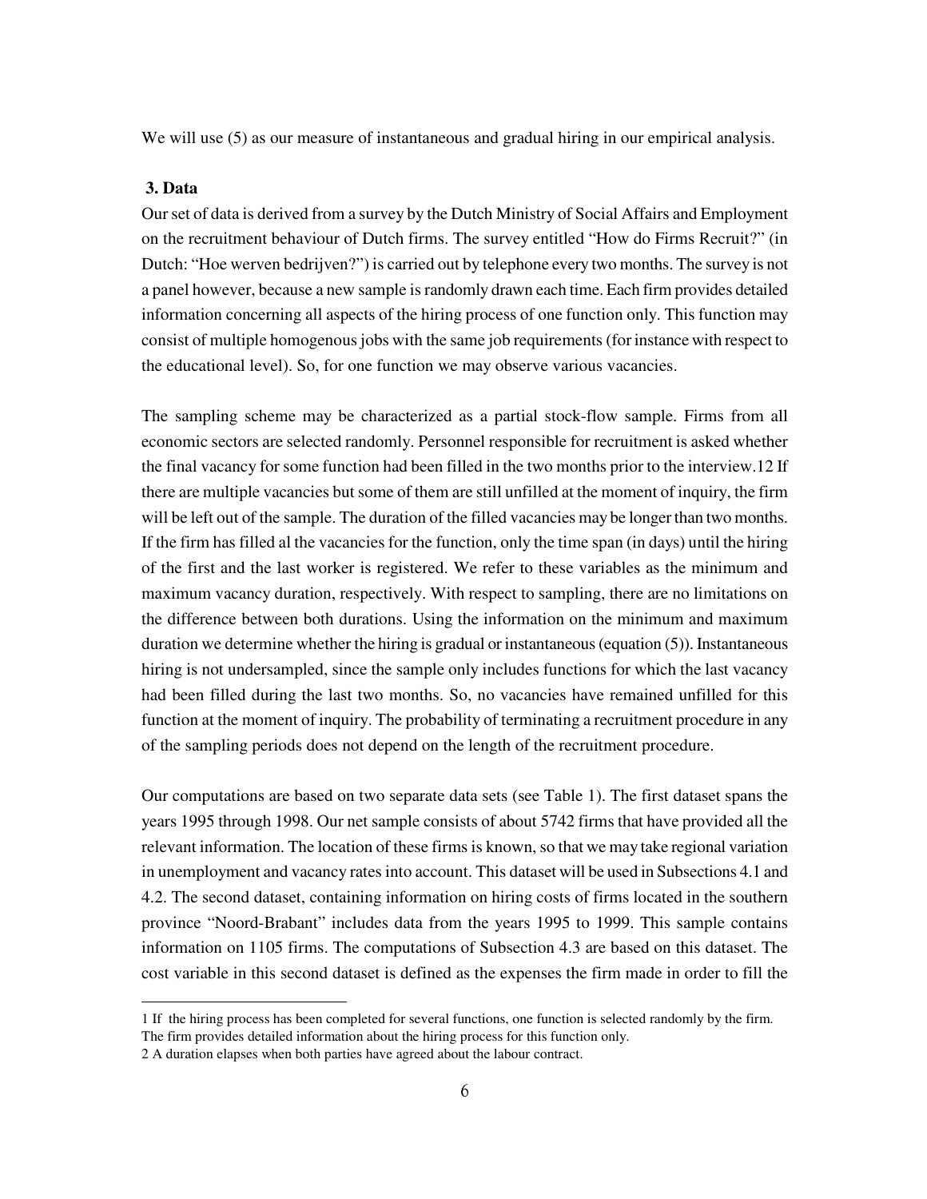We will use (5) as our measure of instantaneous and gradual hiring in our empirical analysis.

## 3. Data

Our set of data is derived from a survey by the Dutch Ministry of Social Affairs and Employment on the recruitment behaviour of Dutch firms. The survey entitled "How do Firms Recruit?" (in Dutch: "Hoe werven bedrijven?") is carried out by telephone every two months. The survey is not a panel however, because a new sample is randomly drawn each time. Each firm provides detailed information concerning all aspects of the hiring process of one function only. This function may consist of multiple homogenous jobs with the same job requirements (for instance with respect to the educational level). So, for one function we may observe various vacancies.

The sampling scheme may be characterized as a partial stock-flow sample. Firms from all economic sectors are selected randomly. Personnel responsible for recruitment is asked whether the final vacancy for some function had been filled in the two months prior to the interview.[1][2] If there are multiple vacancies but some of them are still unfilled at the moment of inquiry, the firm will be left out of the sample. The duration of the filled vacancies may be longer than two months. If the firm has filled al the vacancies for the function, only the time span (in days) until the hiring of the first and the last worker is registered. We refer to these variables as the minimum and maximum vacancy duration, respectively. With respect to sampling, there are no limitations on the difference between both durations. Using the information on the minimum and maximum duration we determine whether the hiring is gradual or instantaneous (equation (5)). Instantaneous hiring is not undersampled, since the sample only includes functions for which the last vacancy had been filled during the last two months. So, no vacancies have remained unfilled for this function at the moment of inquiry. The probability of terminating a recruitment procedure in any of the sampling periods does not depend on the length of the recruitment procedure.

Our computations are based on two separate data sets (see Table 1). The first dataset spans the years 1995 through 1998. Our net sample consists of about 5742 firms that have provided all the relevant information. The location of these firms is known, so that we may take regional variation in unemployment and vacancy rates into account. This dataset will be used in Subsections 4.1 and 4.2. The second dataset, containing information on hiring costs of firms located in the southern province "Noord-Brabant" includes data from the years 1995 to 1999. This sample contains information on 1105 firms. The computations of Subsection 4.3 are based on this dataset. The cost variable in this second dataset is defined as the expenses the firm made in order to fill the

---

[1] If the hiring process has been completed for several functions, one function is selected randomly by the firm. The firm provides detailed information about the hiring process for this function only.

[2] A duration elapses when both parties have agreed about the labour contract.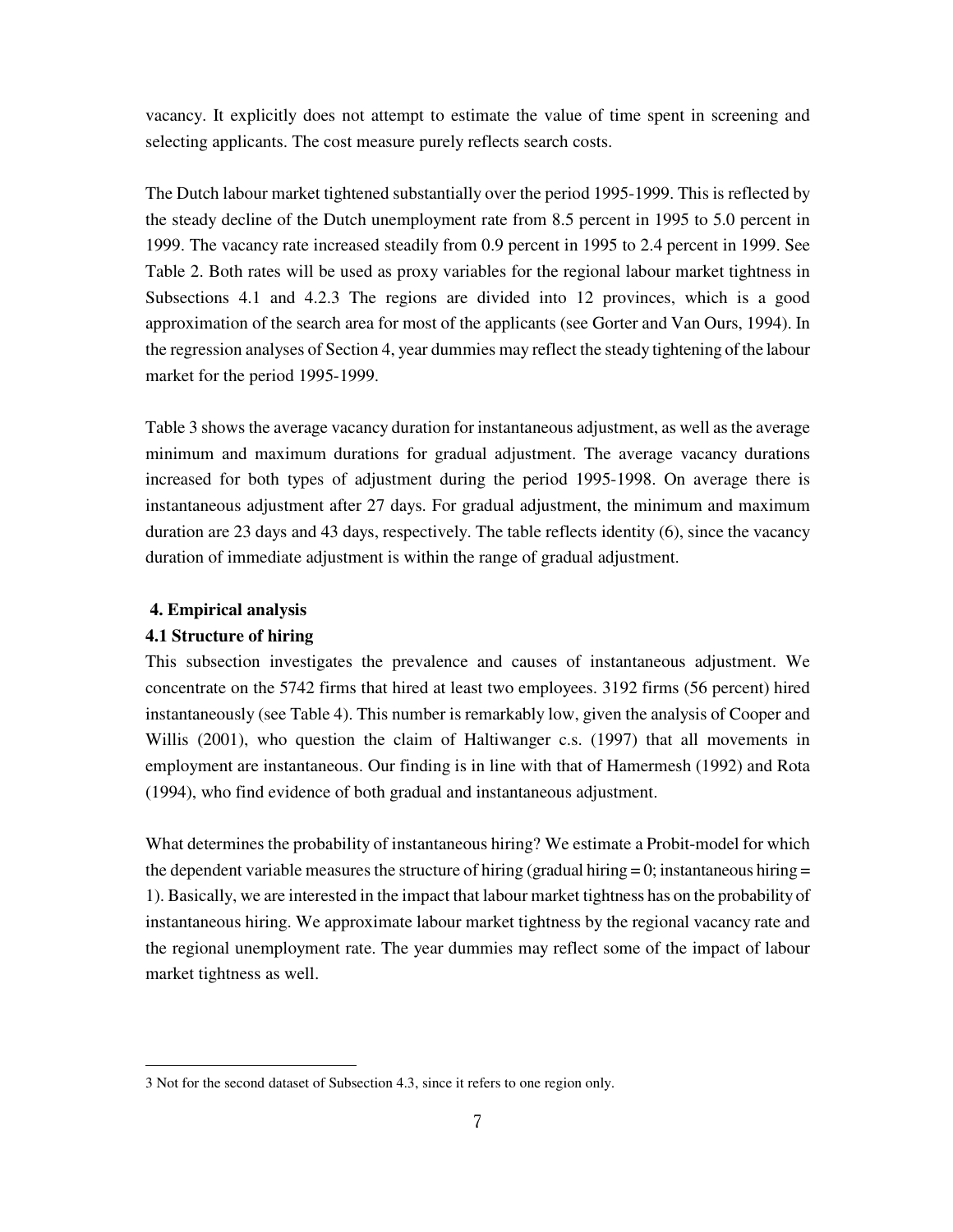vacancy. It explicitly does not attempt to estimate the value of time spent in screening and selecting applicants. The cost measure purely reflects search costs.

The Dutch labour market tightened substantially over the period 1995-1999. This is reflected by the steady decline of the Dutch unemployment rate from 8.5 percent in 1995 to 5.0 percent in 1999. The vacancy rate increased steadily from 0.9 percent in 1995 to 2.4 percent in 1999. See Table 2. Both rates will be used as proxy variables for the regional labour market tightness in Subsections 4.1 and 4.2.[3] The regions are divided into 12 provinces, which is a good approximation of the search area for most of the applicants (see Gorter and Van Ours, 1994). In the regression analyses of Section 4, year dummies may reflect the steady tightening of the labour market for the period 1995-1999.

Table 3 shows the average vacancy duration for instantaneous adjustment, as well as the average minimum and maximum durations for gradual adjustment. The average vacancy durations increased for both types of adjustment during the period 1995-1998. On average there is instantaneous adjustment after 27 days. For gradual adjustment, the minimum and maximum duration are 23 days and 43 days, respectively. The table reflects identity (6), since the vacancy duration of immediate adjustment is within the range of gradual adjustment.

## 4. Empirical analysis

### 4.1 Structure of hiring

This subsection investigates the prevalence and causes of instantaneous adjustment. We concentrate on the 5742 firms that hired at least two employees. 3192 firms (56 percent) hired instantaneously (see Table 4). This number is remarkably low, given the analysis of Cooper and Willis (2001), who question the claim of Haltiwanger c.s. (1997) that all movements in employment are instantaneous. Our finding is in line with that of Hamermesh (1992) and Rota (1994), who find evidence of both gradual and instantaneous adjustment.

What determines the probability of instantaneous hiring? We estimate a Probit-model for which the dependent variable measures the structure of hiring (gradual hiring = 0; instantaneous hiring = 1). Basically, we are interested in the impact that labour market tightness has on the probability of instantaneous hiring. We approximate labour market tightness by the regional vacancy rate and the regional unemployment rate. The year dummies may reflect some of the impact of labour market tightness as well.

---

3 Not for the second dataset of Subsection 4.3, since it refers to one region only.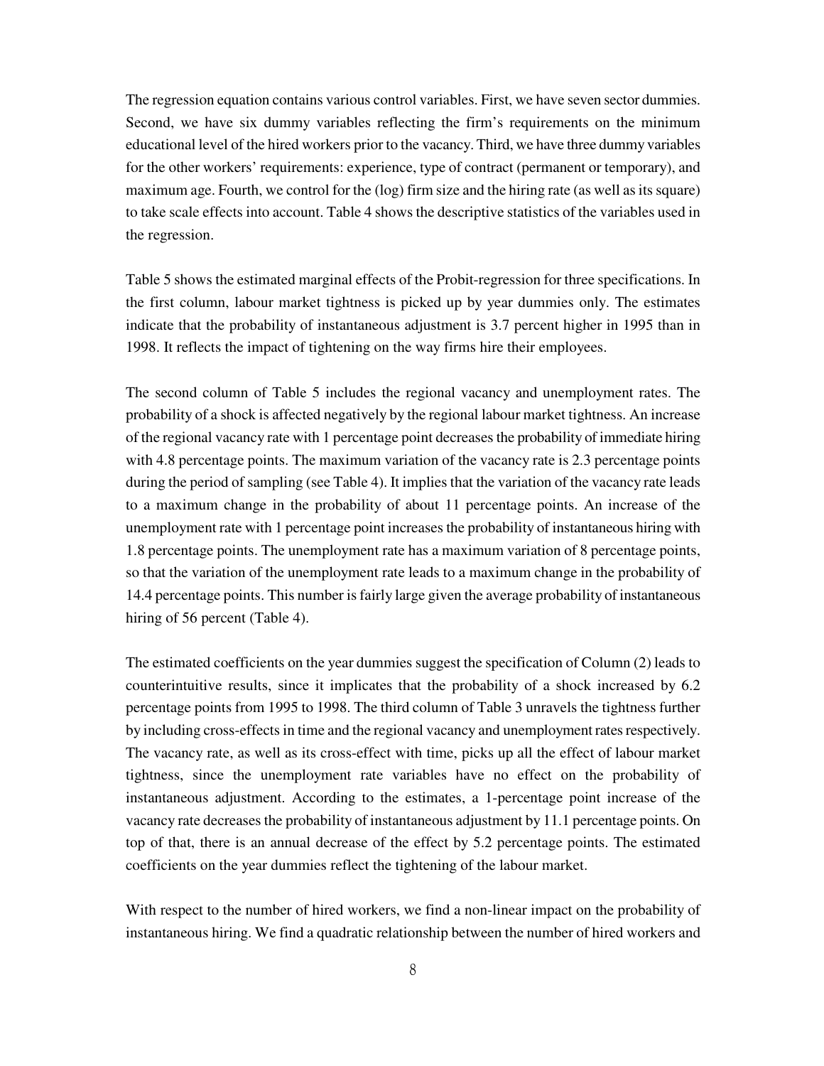The regression equation contains various control variables. First, we have seven sector dummies. Second, we have six dummy variables reflecting the firm's requirements on the minimum educational level of the hired workers prior to the vacancy. Third, we have three dummy variables for the other workers' requirements: experience, type of contract (permanent or temporary), and maximum age. Fourth, we control for the (log) firm size and the hiring rate (as well as its square) to take scale effects into account. Table 4 shows the descriptive statistics of the variables used in the regression.

Table 5 shows the estimated marginal effects of the Probit-regression for three specifications. In the first column, labour market tightness is picked up by year dummies only. The estimates indicate that the probability of instantaneous adjustment is 3.7 percent higher in 1995 than in 1998. It reflects the impact of tightening on the way firms hire their employees.

The second column of Table 5 includes the regional vacancy and unemployment rates. The probability of a shock is affected negatively by the regional labour market tightness. An increase of the regional vacancy rate with 1 percentage point decreases the probability of immediate hiring with 4.8 percentage points. The maximum variation of the vacancy rate is 2.3 percentage points during the period of sampling (see Table 4). It implies that the variation of the vacancy rate leads to a maximum change in the probability of about 11 percentage points. An increase of the unemployment rate with 1 percentage point increases the probability of instantaneous hiring with 1.8 percentage points. The unemployment rate has a maximum variation of 8 percentage points, so that the variation of the unemployment rate leads to a maximum change in the probability of 14.4 percentage points. This number is fairly large given the average probability of instantaneous hiring of 56 percent (Table 4).

The estimated coefficients on the year dummies suggest the specification of Column (2) leads to counterintuitive results, since it implicates that the probability of a shock increased by 6.2 percentage points from 1995 to 1998. The third column of Table 3 unravels the tightness further by including cross-effects in time and the regional vacancy and unemployment rates respectively. The vacancy rate, as well as its cross-effect with time, picks up all the effect of labour market tightness, since the unemployment rate variables have no effect on the probability of instantaneous adjustment. According to the estimates, a 1-percentage point increase of the vacancy rate decreases the probability of instantaneous adjustment by 11.1 percentage points. On top of that, there is an annual decrease of the effect by 5.2 percentage points. The estimated coefficients on the year dummies reflect the tightening of the labour market.

With respect to the number of hired workers, we find a non-linear impact on the probability of instantaneous hiring. We find a quadratic relationship between the number of hired workers and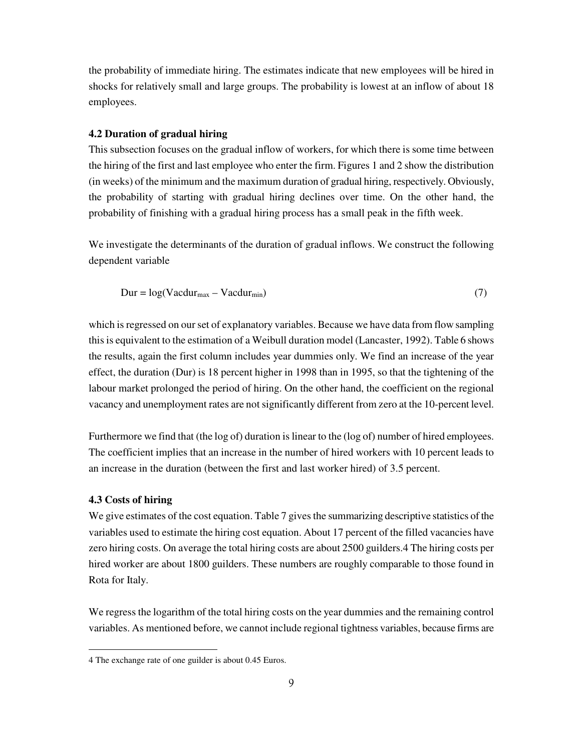the probability of immediate hiring. The estimates indicate that new employees will be hired in shocks for relatively small and large groups. The probability is lowest at an inflow of about 18 employees.

### 4.2 Duration of gradual hiring

This subsection focuses on the gradual inflow of workers, for which there is some time between the hiring of the first and last employee who enter the firm. Figures 1 and 2 show the distribution (in weeks) of the minimum and the maximum duration of gradual hiring, respectively. Obviously, the probability of starting with gradual hiring declines over time. On the other hand, the probability of finishing with a gradual hiring process has a small peak in the fifth week.

We investigate the determinants of the duration of gradual inflows. We construct the following dependent variable

$$\text{Dur} = \log(\text{Vacdur}_{max} - \text{Vacdur}_{min}) \tag{7}$$

which is regressed on our set of explanatory variables. Because we have data from flow sampling this is equivalent to the estimation of a Weibull duration model (Lancaster, 1992). Table 6 shows the results, again the first column includes year dummies only. We find an increase of the year effect, the duration (Dur) is 18 percent higher in 1998 than in 1995, so that the tightening of the labour market prolonged the period of hiring. On the other hand, the coefficient on the regional vacancy and unemployment rates are not significantly different from zero at the 10-percent level.

Furthermore we find that (the log of) duration is linear to the (log of) number of hired employees. The coefficient implies that an increase in the number of hired workers with 10 percent leads to an increase in the duration (between the first and last worker hired) of 3.5 percent.

### 4.3 Costs of hiring

We give estimates of the cost equation. Table 7 gives the summarizing descriptive statistics of the variables used to estimate the hiring cost equation. About 17 percent of the filled vacancies have zero hiring costs. On average the total hiring costs are about 2500 guilders.[4] The hiring costs per hired worker are about 1800 guilders. These numbers are roughly comparable to those found in Rota for Italy.

We regress the logarithm of the total hiring costs on the year dummies and the remaining control variables. As mentioned before, we cannot include regional tightness variables, because firms are

---

[4] The exchange rate of one guilder is about 0.45 Euros.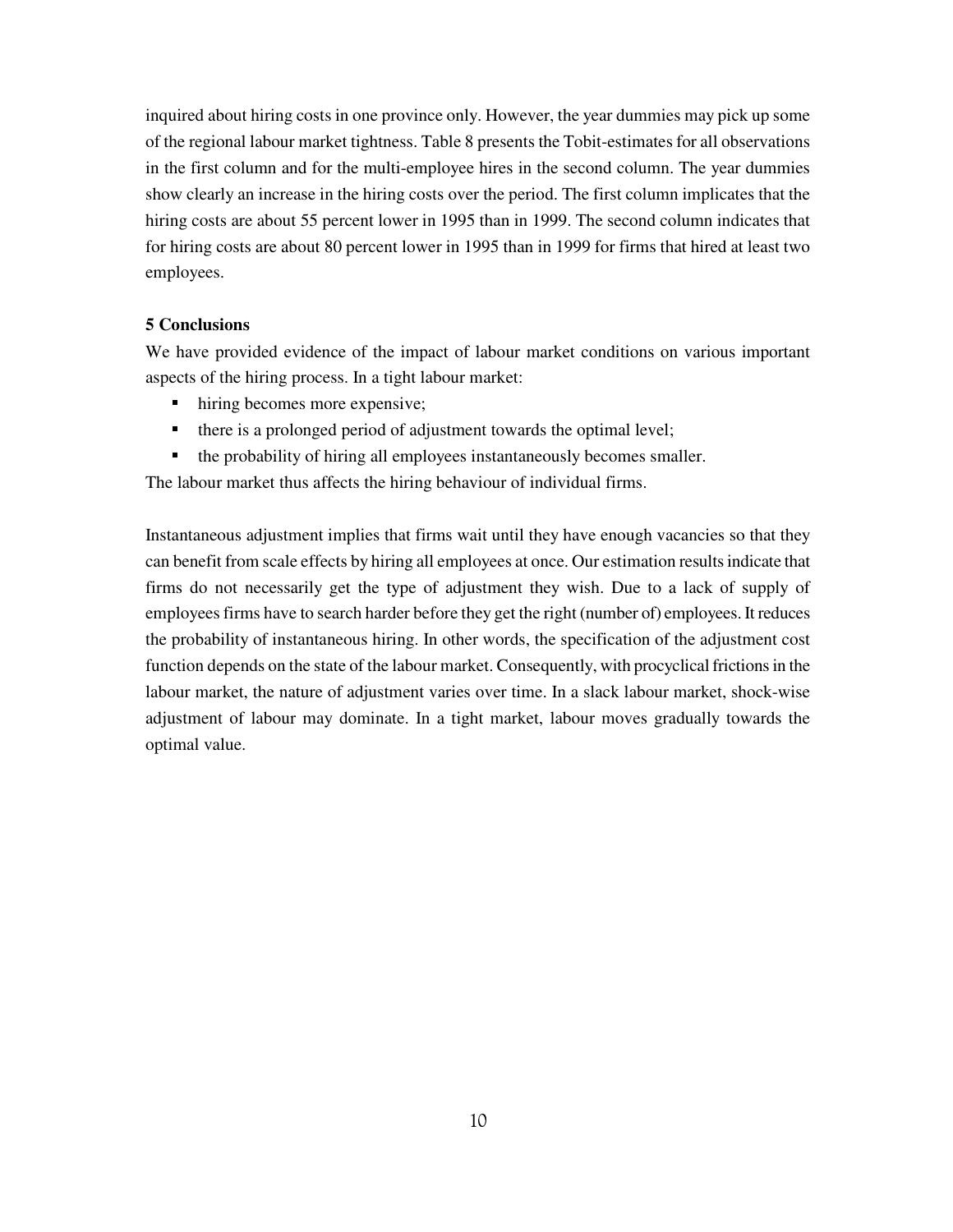inquired about hiring costs in one province only. However, the year dummies may pick up some of the regional labour market tightness. Table 8 presents the Tobit-estimates for all observations in the first column and for the multi-employee hires in the second column. The year dummies show clearly an increase in the hiring costs over the period. The first column implicates that the hiring costs are about 55 percent lower in 1995 than in 1999. The second column indicates that for hiring costs are about 80 percent lower in 1995 than in 1999 for firms that hired at least two employees.

## 5 Conclusions

We have provided evidence of the impact of labour market conditions on various important aspects of the hiring process. In a tight labour market:

- hiring becomes more expensive;
- there is a prolonged period of adjustment towards the optimal level;
- the probability of hiring all employees instantaneously becomes smaller.

The labour market thus affects the hiring behaviour of individual firms.

Instantaneous adjustment implies that firms wait until they have enough vacancies so that they can benefit from scale effects by hiring all employees at once. Our estimation results indicate that firms do not necessarily get the type of adjustment they wish. Due to a lack of supply of employees firms have to search harder before they get the right (number of) employees. It reduces the probability of instantaneous hiring. In other words, the specification of the adjustment cost function depends on the state of the labour market. Consequently, with procyclical frictions in the labour market, the nature of adjustment varies over time. In a slack labour market, shock-wise adjustment of labour may dominate. In a tight market, labour moves gradually towards the optimal value.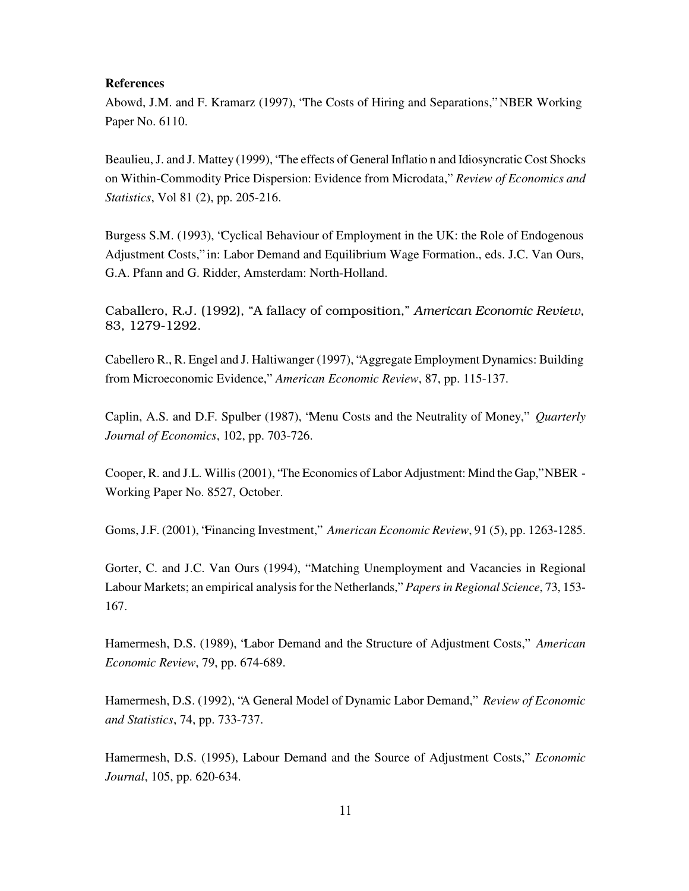**References**

Abowd, J.M. and F. Kramarz (1997), "The Costs of Hiring and Separations," NBER Working Paper No. 6110.

Beaulieu, J. and J. Mattey (1999), "The effects of General Inflatio n and Idiosyncratic Cost Shocks on Within-Commodity Price Dispersion: Evidence from Microdata," *Review of Economics and Statistics*, Vol 81 (2), pp. 205-216.

Burgess S.M. (1993), "Cyclical Behaviour of Employment in the UK: the Role of Endogenous Adjustment Costs," in: Labor Demand and Equilibrium Wage Formation., eds. J.C. Van Ours, G.A. Pfann and G. Ridder, Amsterdam: North-Holland.

Caballero, R.J. (1992), "A fallacy of composition," *American Economic Review*, 83, 1279-1292.

Cabellero R., R. Engel and J. Haltiwanger (1997), "Aggregate Employment Dynamics: Building from Microeconomic Evidence," *American Economic Review*, 87, pp. 115-137.

Caplin, A.S. and D.F. Spulber (1987), "Menu Costs and the Neutrality of Money," *Quarterly Journal of Economics*, 102, pp. 703-726.

Cooper, R. and J.L. Willis (2001), "The Economics of Labor Adjustment: Mind the Gap," NBER - Working Paper No. 8527, October.

Goms, J.F. (2001), "Financing Investment," *American Economic Review*, 91 (5), pp. 1263-1285.

Gorter, C. and J.C. Van Ours (1994), "Matching Unemployment and Vacancies in Regional Labour Markets; an empirical analysis for the Netherlands," *Papers in Regional Science*, 73, 153-167.

Hamermesh, D.S. (1989), "Labor Demand and the Structure of Adjustment Costs," *American Economic Review*, 79, pp. 674-689.

Hamermesh, D.S. (1992), "A General Model of Dynamic Labor Demand," *Review of Economic and Statistics*, 74, pp. 733-737.

Hamermesh, D.S. (1995), Labour Demand and the Source of Adjustment Costs," *Economic Journal*, 105, pp. 620-634.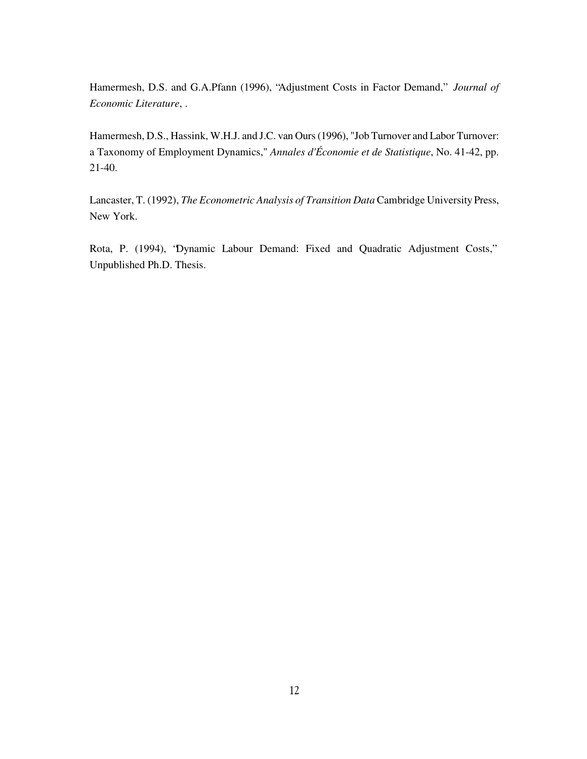Hamermesh, D.S. and G.A.Pfann (1996), "Adjustment Costs in Factor Demand," *Journal of Economic Literature*, .

Hamermesh, D.S., Hassink, W.H.J. and J.C. van Ours (1996), "Job Turnover and Labor Turnover: a Taxonomy of Employment Dynamics," *Annales d'Économie et de Statistique*, No. 41-42, pp. 21-40.

Lancaster, T. (1992), *The Econometric Analysis of Transition Data* Cambridge University Press, New York.

Rota, P. (1994), "Dynamic Labour Demand: Fixed and Quadratic Adjustment Costs," Unpublished Ph.D. Thesis.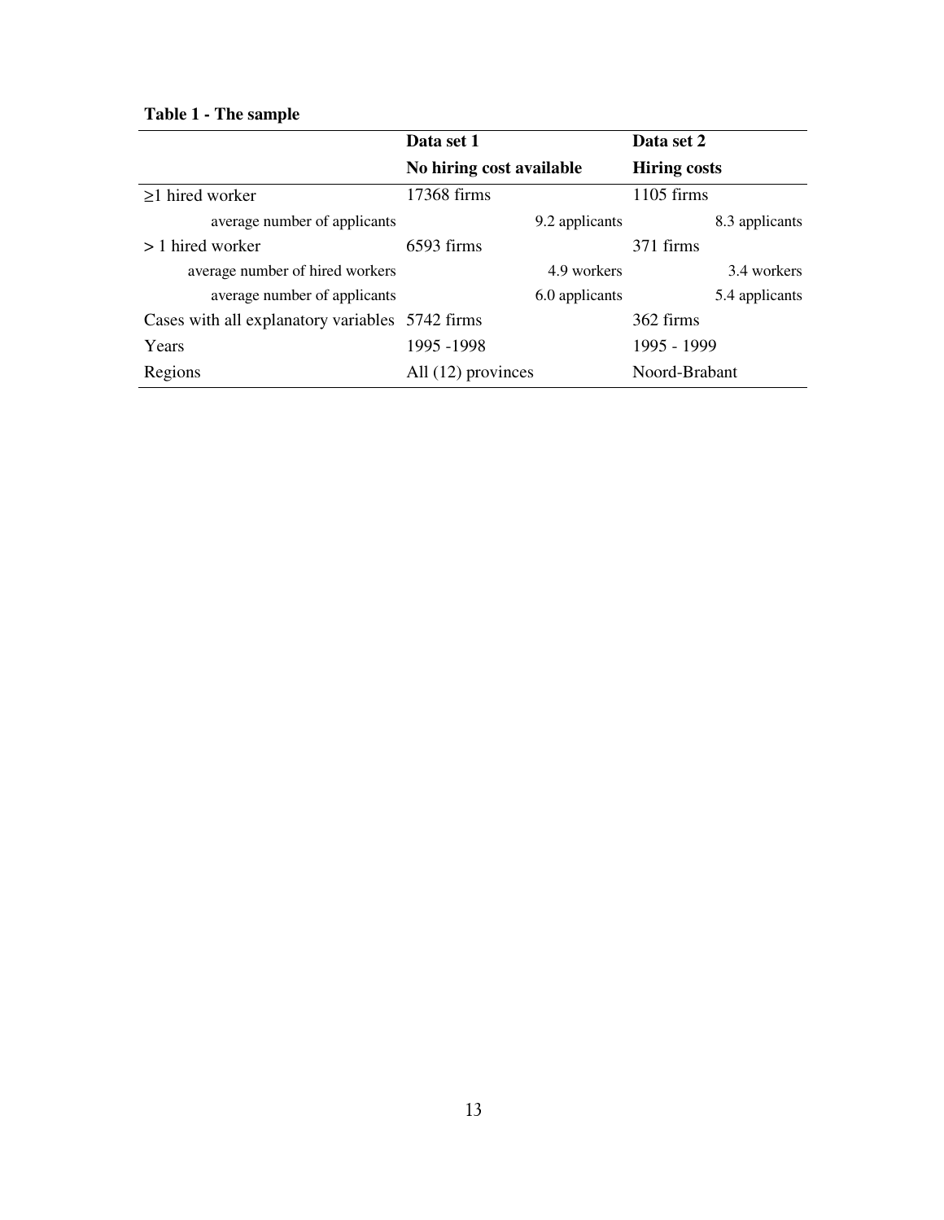**Table 1 - The sample**

| | Data set 1 | Data set 2 |
|---|---|---|
| | **No hiring cost available** | **Hiring costs** |
| ≥1 hired worker | 17368 firms | 1105 firms |
| average number of applicants | 9.2 applicants | 8.3 applicants |
| > 1 hired worker | 6593 firms | 371 firms |
| average number of hired workers | 4.9 workers | 3.4 workers |
| average number of applicants | 6.0 applicants | 5.4 applicants |
| Cases with all explanatory variables | 5742 firms | 362 firms |
| Years | 1995 -1998 | 1995 - 1999 |
| Regions | All (12) provinces | Noord-Brabant |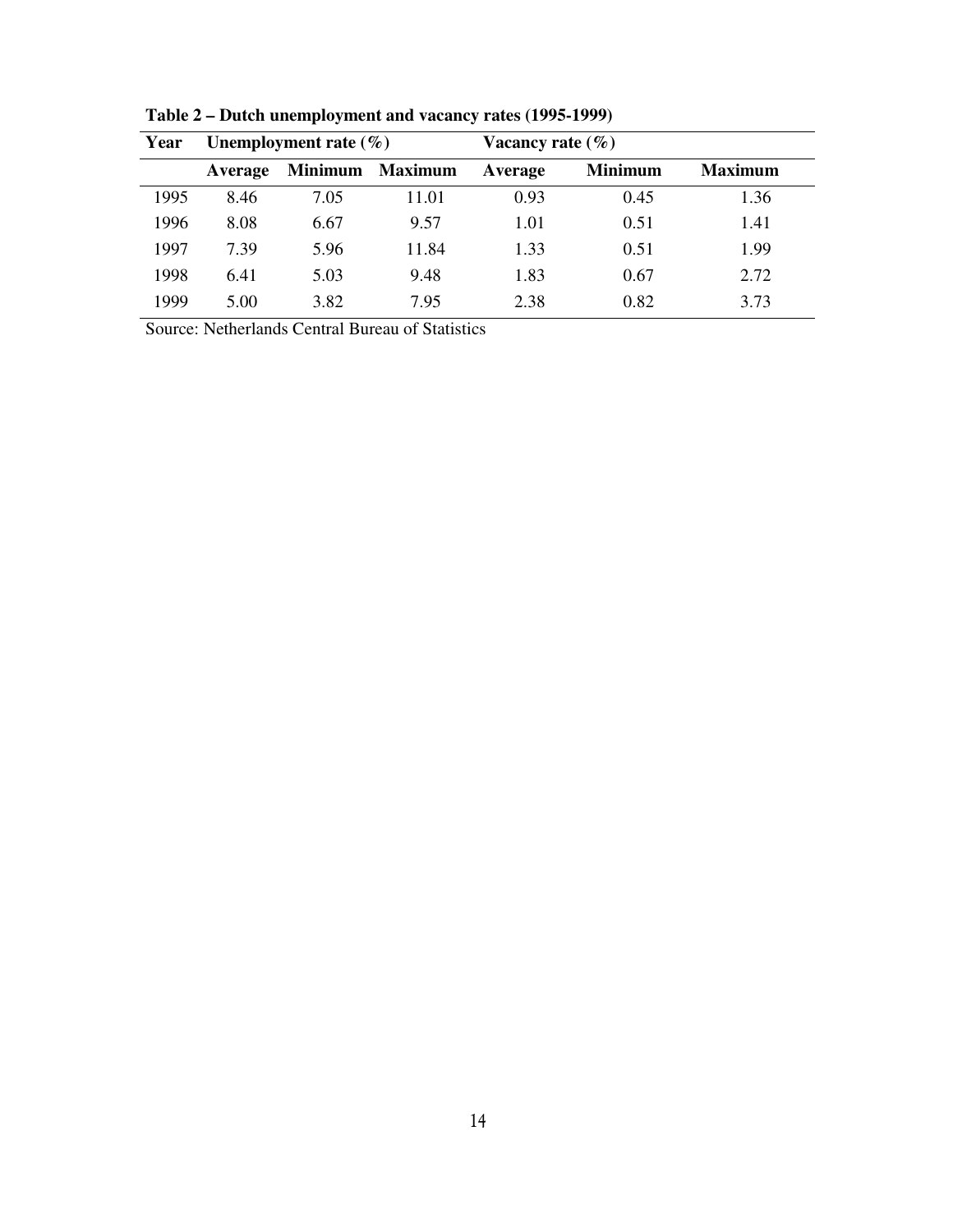**Table 2 – Dutch unemployment and vacancy rates (1995-1999)**

| Year | Unemployment rate (%) | | | Vacancy rate (%) | | |
|---|---|---|---|---|---|---|
| | Average | Minimum | Maximum | Average | Minimum | Maximum |
| 1995 | 8.46 | 7.05 | 11.01 | 0.93 | 0.45 | 1.36 |
| 1996 | 8.08 | 6.67 | 9.57 | 1.01 | 0.51 | 1.41 |
| 1997 | 7.39 | 5.96 | 11.84 | 1.33 | 0.51 | 1.99 |
| 1998 | 6.41 | 5.03 | 9.48 | 1.83 | 0.67 | 2.72 |
| 1999 | 5.00 | 3.82 | 7.95 | 2.38 | 0.82 | 3.73 |

Source: Netherlands Central Bureau of Statistics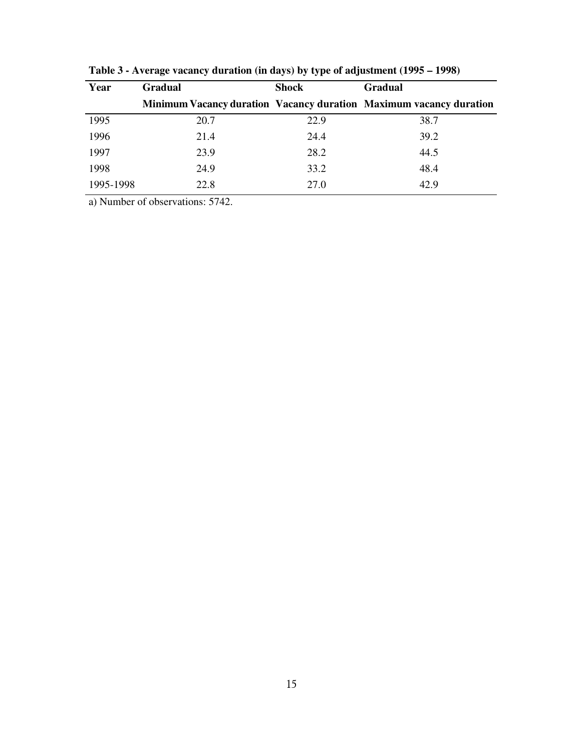**Table 3 - Average vacancy duration (in days) by type of adjustment (1995 – 1998)**

| Year | Gradual | Shock | Gradual |
|---|---|---|---|
| | Minimum Vacancy duration | Vacancy duration | Maximum vacancy duration |
| 1995 | 20.7 | 22.9 | 38.7 |
| 1996 | 21.4 | 24.4 | 39.2 |
| 1997 | 23.9 | 28.2 | 44.5 |
| 1998 | 24.9 | 33.2 | 48.4 |
| 1995-1998 | 22.8 | 27.0 | 42.9 |

a) Number of observations: 5742.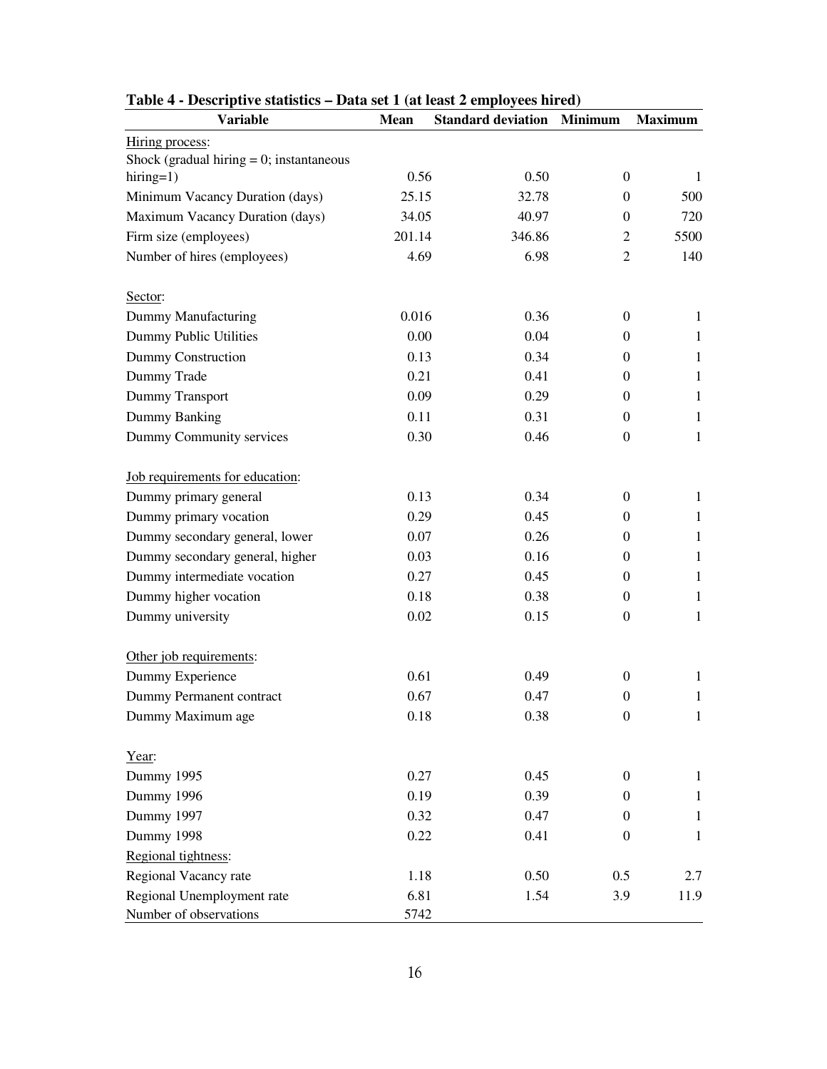**Table 4 - Descriptive statistics – Data set 1 (at least 2 employees hired)**

| Variable | Mean | Standard deviation | Minimum | Maximum |
|---|---|---|---|---|
| Hiring process: | | | | |
| Shock (gradual hiring = 0; instantaneous hiring=1) | 0.56 | 0.50 | 0 | 1 |
| Minimum Vacancy Duration (days) | 25.15 | 32.78 | 0 | 500 |
| Maximum Vacancy Duration (days) | 34.05 | 40.97 | 0 | 720 |
| Firm size (employees) | 201.14 | 346.86 | 2 | 5500 |
| Number of hires (employees) | 4.69 | 6.98 | 2 | 140 |
| | | | | |
| Sector: | | | | |
| Dummy Manufacturing | 0.016 | 0.36 | 0 | 1 |
| Dummy Public Utilities | 0.00 | 0.04 | 0 | 1 |
| Dummy Construction | 0.13 | 0.34 | 0 | 1 |
| Dummy Trade | 0.21 | 0.41 | 0 | 1 |
| Dummy Transport | 0.09 | 0.29 | 0 | 1 |
| Dummy Banking | 0.11 | 0.31 | 0 | 1 |
| Dummy Community services | 0.30 | 0.46 | 0 | 1 |
| | | | | |
| Job requirements for education: | | | | |
| Dummy primary general | 0.13 | 0.34 | 0 | 1 |
| Dummy primary vocation | 0.29 | 0.45 | 0 | 1 |
| Dummy secondary general, lower | 0.07 | 0.26 | 0 | 1 |
| Dummy secondary general, higher | 0.03 | 0.16 | 0 | 1 |
| Dummy intermediate vocation | 0.27 | 0.45 | 0 | 1 |
| Dummy higher vocation | 0.18 | 0.38 | 0 | 1 |
| Dummy university | 0.02 | 0.15 | 0 | 1 |
| | | | | |
| Other job requirements: | | | | |
| Dummy Experience | 0.61 | 0.49 | 0 | 1 |
| Dummy Permanent contract | 0.67 | 0.47 | 0 | 1 |
| Dummy Maximum age | 0.18 | 0.38 | 0 | 1 |
| | | | | |
| Year: | | | | |
| Dummy 1995 | 0.27 | 0.45 | 0 | 1 |
| Dummy 1996 | 0.19 | 0.39 | 0 | 1 |
| Dummy 1997 | 0.32 | 0.47 | 0 | 1 |
| Dummy 1998 | 0.22 | 0.41 | 0 | 1 |
| Regional tightness: | | | | |
| Regional Vacancy rate | 1.18 | 0.50 | 0.5 | 2.7 |
| Regional Unemployment rate | 6.81 | 1.54 | 3.9 | 11.9 |
| Number of observations | 5742 | | | |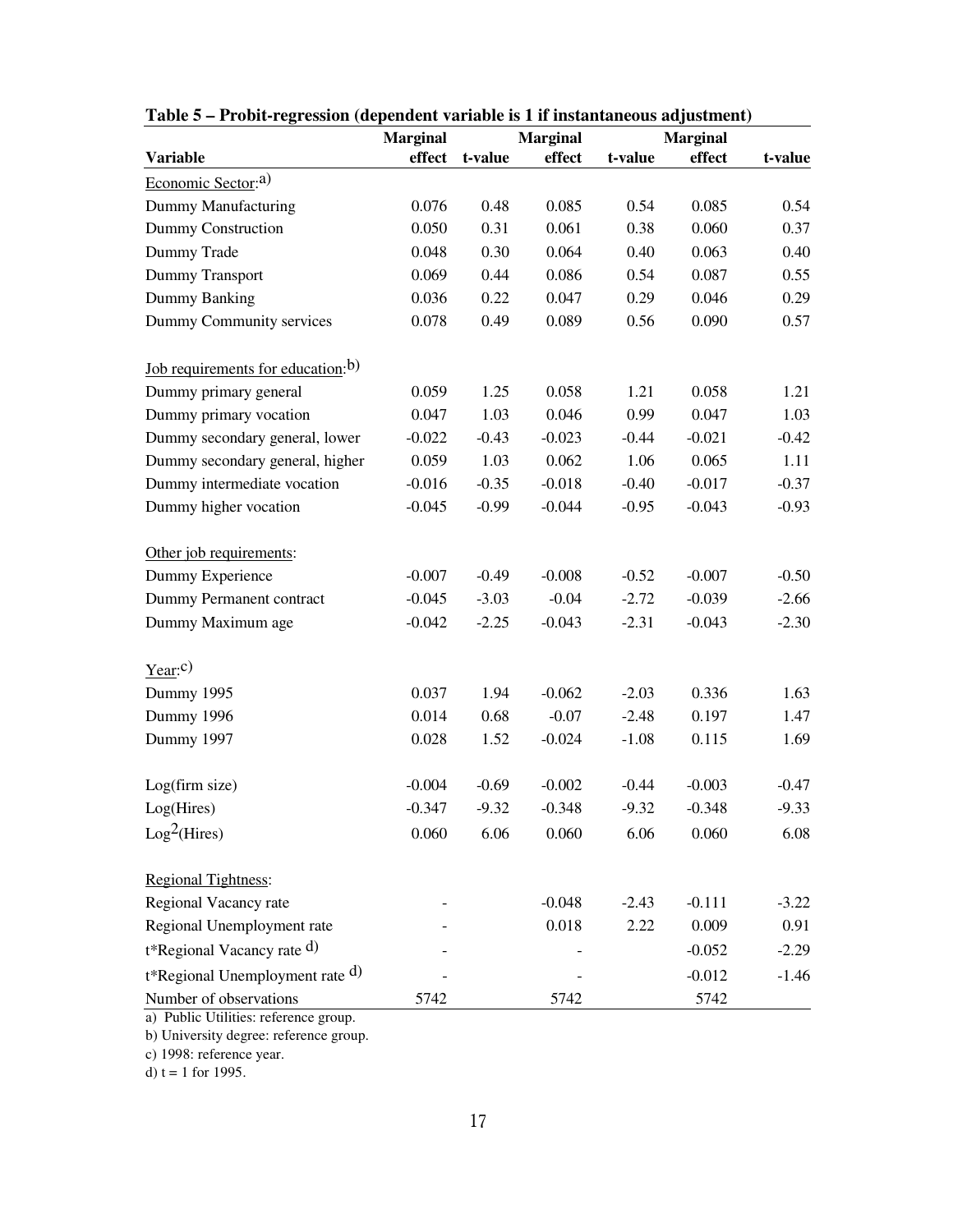**Table 5 – Probit-regression (dependent variable is 1 if instantaneous adjustment)**

| Variable | Marginal effect | t-value | Marginal effect | t-value | Marginal effect | t-value |
|---|---|---|---|---|---|---|
| Economic Sector:[a] | | | | | | |
| Dummy Manufacturing | 0.076 | 0.48 | 0.085 | 0.54 | 0.085 | 0.54 |
| Dummy Construction | 0.050 | 0.31 | 0.061 | 0.38 | 0.060 | 0.37 |
| Dummy Trade | 0.048 | 0.30 | 0.064 | 0.40 | 0.063 | 0.40 |
| Dummy Transport | 0.069 | 0.44 | 0.086 | 0.54 | 0.087 | 0.55 |
| Dummy Banking | 0.036 | 0.22 | 0.047 | 0.29 | 0.046 | 0.29 |
| Dummy Community services | 0.078 | 0.49 | 0.089 | 0.56 | 0.090 | 0.57 |
| Job requirements for education:[b] | | | | | | |
| Dummy primary general | 0.059 | 1.25 | 0.058 | 1.21 | 0.058 | 1.21 |
| Dummy primary vocation | 0.047 | 1.03 | 0.046 | 0.99 | 0.047 | 1.03 |
| Dummy secondary general, lower | -0.022 | -0.43 | -0.023 | -0.44 | -0.021 | -0.42 |
| Dummy secondary general, higher | 0.059 | 1.03 | 0.062 | 1.06 | 0.065 | 1.11 |
| Dummy intermediate vocation | -0.016 | -0.35 | -0.018 | -0.40 | -0.017 | -0.37 |
| Dummy higher vocation | -0.045 | -0.99 | -0.044 | -0.95 | -0.043 | -0.93 |
| Other job requirements: | | | | | | |
| Dummy Experience | -0.007 | -0.49 | -0.008 | -0.52 | -0.007 | -0.50 |
| Dummy Permanent contract | -0.045 | -3.03 | -0.04 | -2.72 | -0.039 | -2.66 |
| Dummy Maximum age | -0.042 | -2.25 | -0.043 | -2.31 | -0.043 | -2.30 |
| Year:[c] | | | | | | |
| Dummy 1995 | 0.037 | 1.94 | -0.062 | -2.03 | 0.336 | 1.63 |
| Dummy 1996 | 0.014 | 0.68 | -0.07 | -2.48 | 0.197 | 1.47 |
| Dummy 1997 | 0.028 | 1.52 | -0.024 | -1.08 | 0.115 | 1.69 |
| Log(firm size) | -0.004 | -0.69 | -0.002 | -0.44 | -0.003 | -0.47 |
| Log(Hires) | -0.347 | -9.32 | -0.348 | -9.32 | -0.348 | -9.33 |
| $\text{Log}^2$(Hires) | 0.060 | 6.06 | 0.060 | 6.06 | 0.060 | 6.08 |
| Regional Tightness: | | | | | | |
| Regional Vacancy rate | - | | -0.048 | -2.43 | -0.111 | -3.22 |
| Regional Unemployment rate | - | | 0.018 | 2.22 | 0.009 | 0.91 |
| t*Regional Vacancy rate [d] | - | | - | | -0.052 | -2.29 |
| t*Regional Unemployment rate [d] | - | | - | | -0.012 | -1.46 |
| Number of observations | 5742 | | 5742 | | 5742 | |

a) Public Utilities: reference group.
b) University degree: reference group.
c) 1998: reference year.
d) t = 1 for 1995.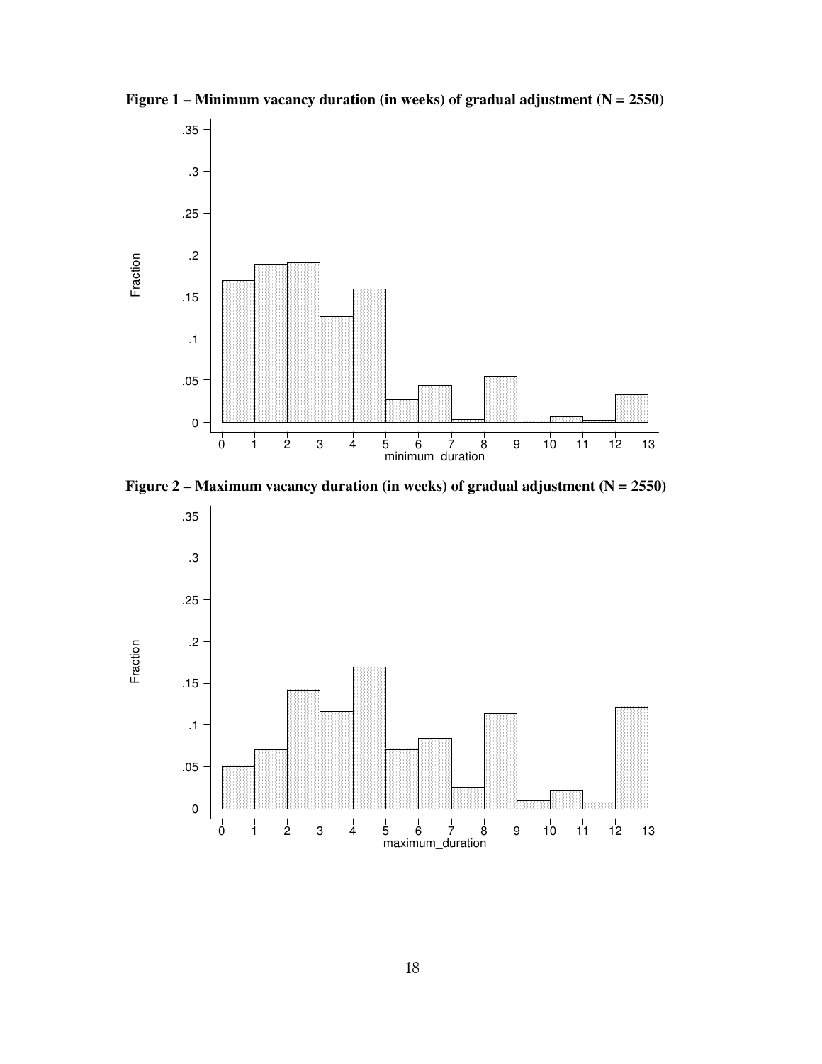**Figure 1 – Minimum vacancy duration (in weeks) of gradual adjustment (N = 2550)**

**Figure 2 – Maximum vacancy duration (in weeks) of gradual adjustment (N = 2550)**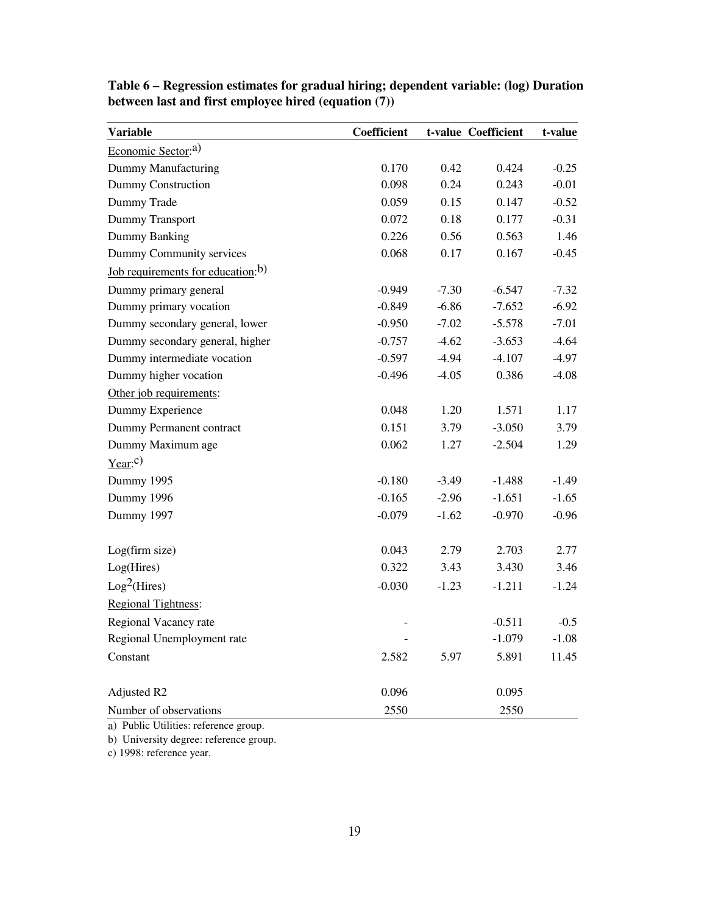**Table 6 – Regression estimates for gradual hiring; dependent variable: (log) Duration between last and first employee hired (equation (7))**

| Variable | Coefficient | t-value | Coefficient | t-value |
|---|---|---|---|---|
| Economic Sector:[a] | | | | |
| Dummy Manufacturing | 0.170 | 0.42 | 0.424 | -0.25 |
| Dummy Construction | 0.098 | 0.24 | 0.243 | -0.01 |
| Dummy Trade | 0.059 | 0.15 | 0.147 | -0.52 |
| Dummy Transport | 0.072 | 0.18 | 0.177 | -0.31 |
| Dummy Banking | 0.226 | 0.56 | 0.563 | 1.46 |
| Dummy Community services | 0.068 | 0.17 | 0.167 | -0.45 |
| Job requirements for education:[b] | | | | |
| Dummy primary general | -0.949 | -7.30 | -6.547 | -7.32 |
| Dummy primary vocation | -0.849 | -6.86 | -7.652 | -6.92 |
| Dummy secondary general, lower | -0.950 | -7.02 | -5.578 | -7.01 |
| Dummy secondary general, higher | -0.757 | -4.62 | -3.653 | -4.64 |
| Dummy intermediate vocation | -0.597 | -4.94 | -4.107 | -4.97 |
| Dummy higher vocation | -0.496 | -4.05 | 0.386 | -4.08 |
| Other job requirements: | | | | |
| Dummy Experience | 0.048 | 1.20 | 1.571 | 1.17 |
| Dummy Permanent contract | 0.151 | 3.79 | -3.050 | 3.79 |
| Dummy Maximum age | 0.062 | 1.27 | -2.504 | 1.29 |
| Year:[c] | | | | |
| Dummy 1995 | -0.180 | -3.49 | -1.488 | -1.49 |
| Dummy 1996 | -0.165 | -2.96 | -1.651 | -1.65 |
| Dummy 1997 | -0.079 | -1.62 | -0.970 | -0.96 |
| Log(firm size) | 0.043 | 2.79 | 2.703 | 2.77 |
| Log(Hires) | 0.322 | 3.43 | 3.430 | 3.46 |
| $\text{Log}^2$(Hires) | -0.030 | -1.23 | -1.211 | -1.24 |
| Regional Tightness: | | | | |
| Regional Vacancy rate | - | | -0.511 | -0.5 |
| Regional Unemployment rate | - | | -1.079 | -1.08 |
| Constant | 2.582 | 5.97 | 5.891 | 11.45 |
| Adjusted R2 | 0.096 | | 0.095 | |
| Number of observations | 2550 | | 2550 | |

a) Public Utilities: reference group.

b) University degree: reference group.

c) 1998: reference year.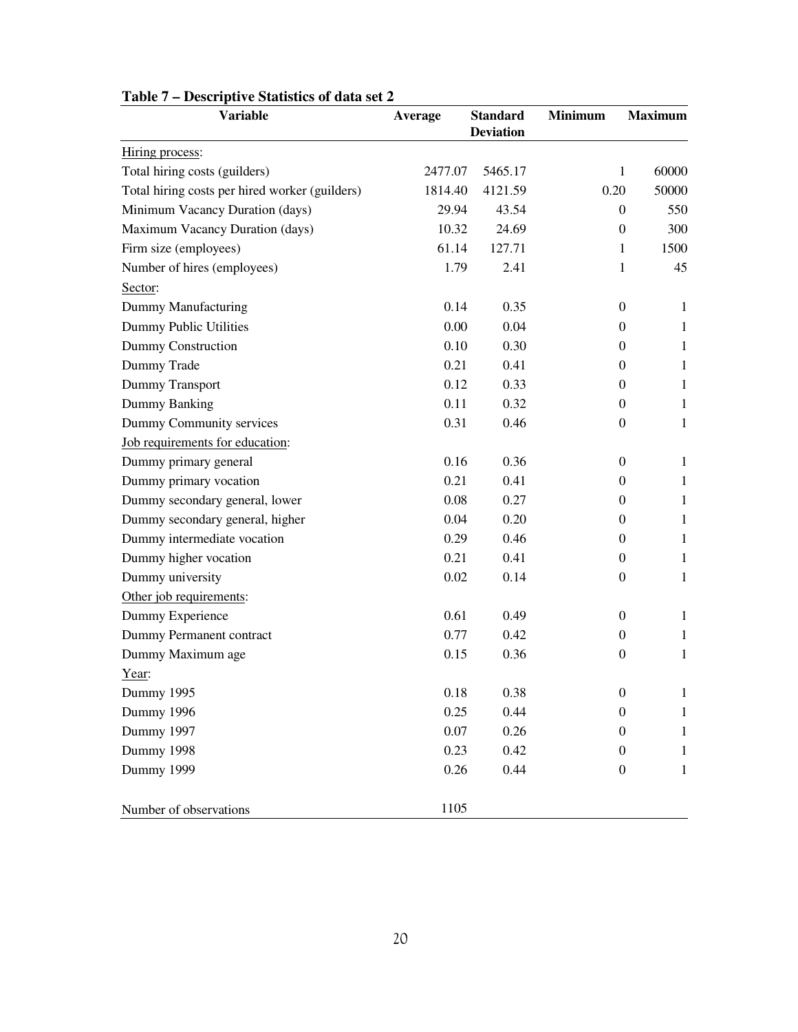**Table 7 – Descriptive Statistics of data set 2**

| Variable | Average | Standard Deviation | Minimum | Maximum |
|---|---|---|---|---|
| Hiring process: | | | | |
| Total hiring costs (guilders) | 2477.07 | 5465.17 | 1 | 60000 |
| Total hiring costs per hired worker (guilders) | 1814.40 | 4121.59 | 0.20 | 50000 |
| Minimum Vacancy Duration (days) | 29.94 | 43.54 | 0 | 550 |
| Maximum Vacancy Duration (days) | 10.32 | 24.69 | 0 | 300 |
| Firm size (employees) | 61.14 | 127.71 | 1 | 1500 |
| Number of hires (employees) | 1.79 | 2.41 | 1 | 45 |
| Sector: | | | | |
| Dummy Manufacturing | 0.14 | 0.35 | 0 | 1 |
| Dummy Public Utilities | 0.00 | 0.04 | 0 | 1 |
| Dummy Construction | 0.10 | 0.30 | 0 | 1 |
| Dummy Trade | 0.21 | 0.41 | 0 | 1 |
| Dummy Transport | 0.12 | 0.33 | 0 | 1 |
| Dummy Banking | 0.11 | 0.32 | 0 | 1 |
| Dummy Community services | 0.31 | 0.46 | 0 | 1 |
| Job requirements for education: | | | | |
| Dummy primary general | 0.16 | 0.36 | 0 | 1 |
| Dummy primary vocation | 0.21 | 0.41 | 0 | 1 |
| Dummy secondary general, lower | 0.08 | 0.27 | 0 | 1 |
| Dummy secondary general, higher | 0.04 | 0.20 | 0 | 1 |
| Dummy intermediate vocation | 0.29 | 0.46 | 0 | 1 |
| Dummy higher vocation | 0.21 | 0.41 | 0 | 1 |
| Dummy university | 0.02 | 0.14 | 0 | 1 |
| Other job requirements: | | | | |
| Dummy Experience | 0.61 | 0.49 | 0 | 1 |
| Dummy Permanent contract | 0.77 | 0.42 | 0 | 1 |
| Dummy Maximum age | 0.15 | 0.36 | 0 | 1 |
| Year: | | | | |
| Dummy 1995 | 0.18 | 0.38 | 0 | 1 |
| Dummy 1996 | 0.25 | 0.44 | 0 | 1 |
| Dummy 1997 | 0.07 | 0.26 | 0 | 1 |
| Dummy 1998 | 0.23 | 0.42 | 0 | 1 |
| Dummy 1999 | 0.26 | 0.44 | 0 | 1 |
| Number of observations | 1105 | | | |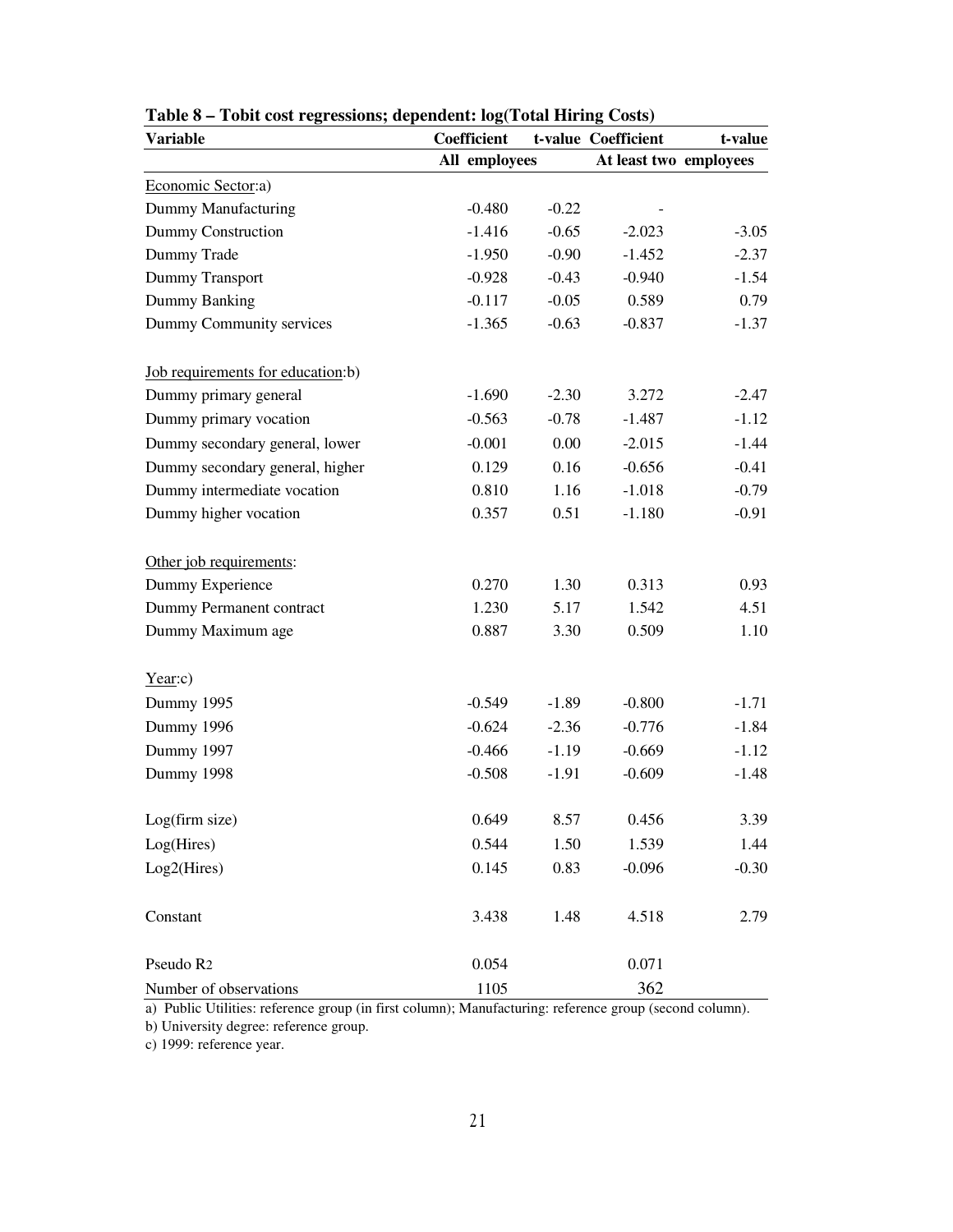**Table 8 – Tobit cost regressions; dependent: log(Total Hiring Costs)**

| Variable | Coefficient | t-value | Coefficient | t-value |
|---|---|---|---|---|
| | All employees | | At least two employees | |
| Economic Sector:a) | | | | |
| Dummy Manufacturing | -0.480 | -0.22 | - | |
| Dummy Construction | -1.416 | -0.65 | -2.023 | -3.05 |
| Dummy Trade | -1.950 | -0.90 | -1.452 | -2.37 |
| Dummy Transport | -0.928 | -0.43 | -0.940 | -1.54 |
| Dummy Banking | -0.117 | -0.05 | 0.589 | 0.79 |
| Dummy Community services | -1.365 | -0.63 | -0.837 | -1.37 |
| Job requirements for education:b) | | | | |
| Dummy primary general | -1.690 | -2.30 | 3.272 | -2.47 |
| Dummy primary vocation | -0.563 | -0.78 | -1.487 | -1.12 |
| Dummy secondary general, lower | -0.001 | 0.00 | -2.015 | -1.44 |
| Dummy secondary general, higher | 0.129 | 0.16 | -0.656 | -0.41 |
| Dummy intermediate vocation | 0.810 | 1.16 | -1.018 | -0.79 |
| Dummy higher vocation | 0.357 | 0.51 | -1.180 | -0.91 |
| Other job requirements: | | | | |
| Dummy Experience | 0.270 | 1.30 | 0.313 | 0.93 |
| Dummy Permanent contract | 1.230 | 5.17 | 1.542 | 4.51 |
| Dummy Maximum age | 0.887 | 3.30 | 0.509 | 1.10 |
| Year:c) | | | | |
| Dummy 1995 | -0.549 | -1.89 | -0.800 | -1.71 |
| Dummy 1996 | -0.624 | -2.36 | -0.776 | -1.84 |
| Dummy 1997 | -0.466 | -1.19 | -0.669 | -1.12 |
| Dummy 1998 | -0.508 | -1.91 | -0.609 | -1.48 |
| Log(firm size) | 0.649 | 8.57 | 0.456 | 3.39 |
| Log(Hires) | 0.544 | 1.50 | 1.539 | 1.44 |
| Log2(Hires) | 0.145 | 0.83 | -0.096 | -0.30 |
| Constant | 3.438 | 1.48 | 4.518 | 2.79 |
| Pseudo $R^2$ | 0.054 | | 0.071 | |
| Number of observations | 1105 | | 362 | |

a) Public Utilities: reference group (in first column); Manufacturing: reference group (second column).

b) University degree: reference group.

c) 1999: reference year.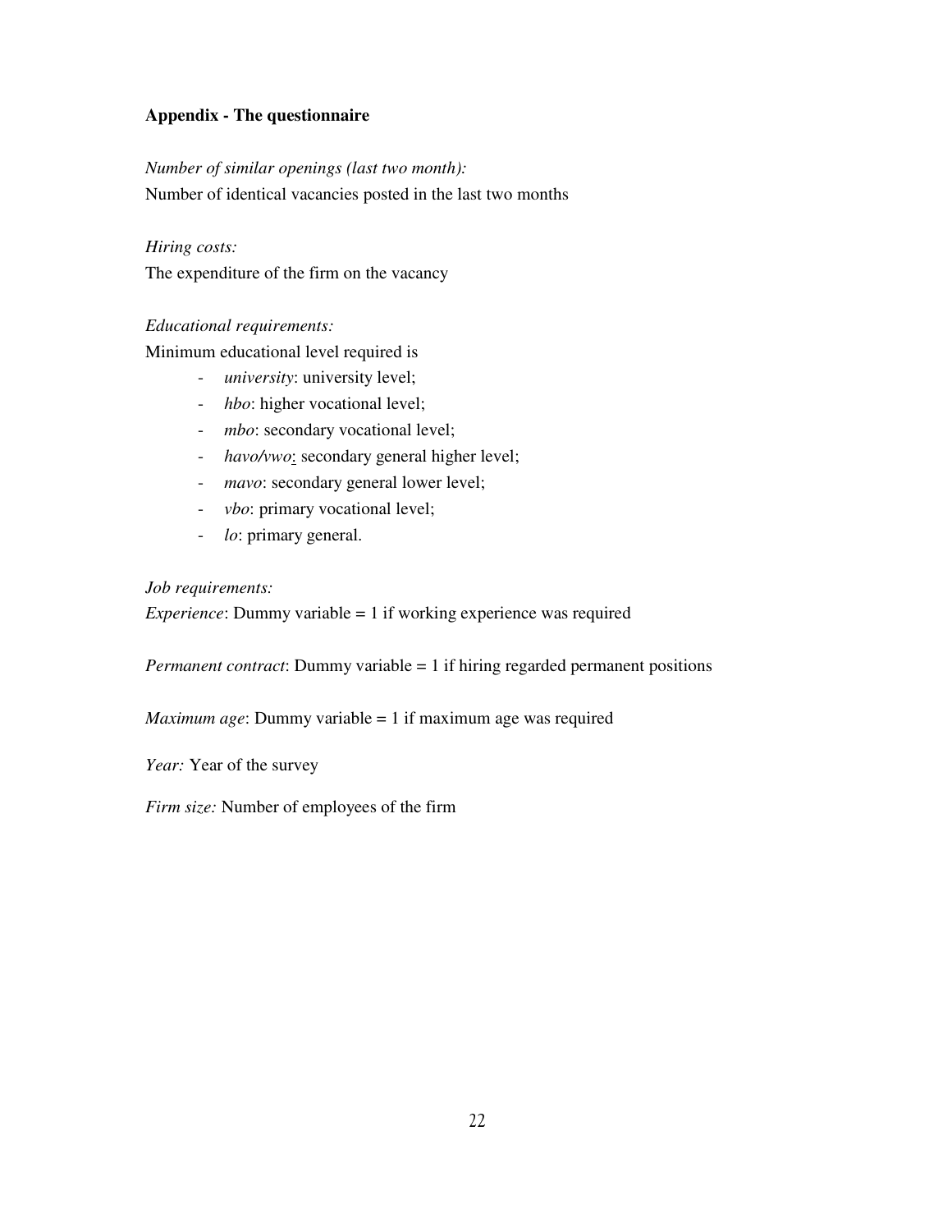**Appendix - The questionnaire**

*Number of similar openings (last two month):*
Number of identical vacancies posted in the last two months

*Hiring costs:*
The expenditure of the firm on the vacancy

*Educational requirements:*
Minimum educational level required is

- *university*: university level;
- *hbo*: higher vocational level;
- *mbo*: secondary vocational level;
- *havo/vwo*: secondary general higher level;
- *mavo*: secondary general lower level;
- *vbo*: primary vocational level;
- *lo*: primary general.

*Job requirements:*
*Experience*: Dummy variable = 1 if working experience was required

*Permanent contract*: Dummy variable = 1 if hiring regarded permanent positions

*Maximum age*: Dummy variable = 1 if maximum age was required

*Year:* Year of the survey

*Firm size:* Number of employees of the firm